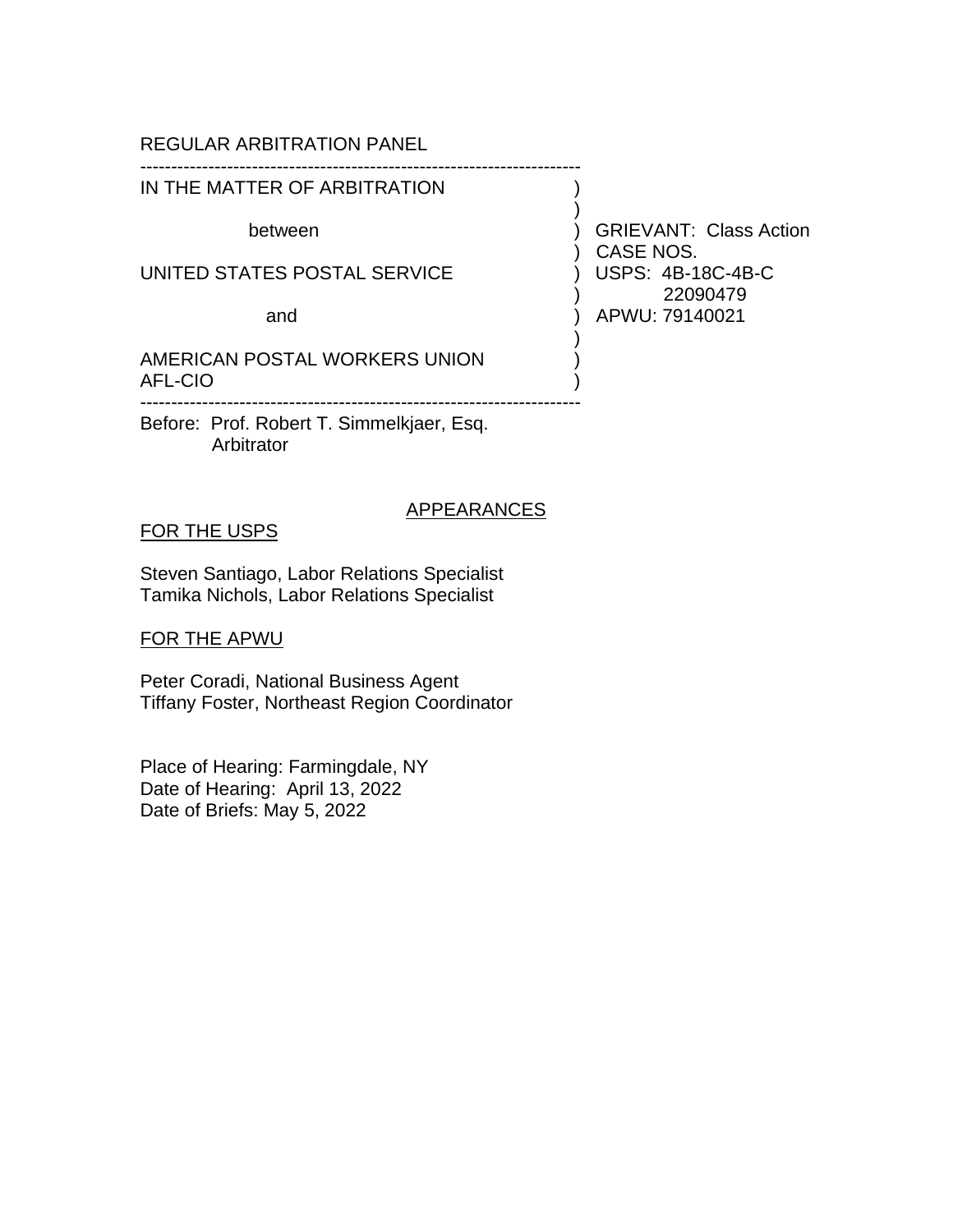REGULAR ARBITRATION PANEL

| IN THE MATTER OF ARBITRATION between UNITED STATES POSTAL SERVICE and AMERICAN POSTAL WORKERS UNION AFL-CIO | GRIEVANT: Class Action<br>CASE NOS.<br>USPS: 4B-18C-4B-C 22090479<br>APWU: 79140021 |
|---|---|

Before: Prof. Robert T. Simmelkjaer, Esq.
Arbitrator

## APPEARANCES

FOR THE USPS

Steven Santiago, Labor Relations Specialist
Tamika Nichols, Labor Relations Specialist

FOR THE APWU

Peter Coradi, National Business Agent
Tiffany Foster, Northeast Region Coordinator

Place of Hearing: Farmingdale, NY
Date of Hearing: April 13, 2022
Date of Briefs: May 5, 2022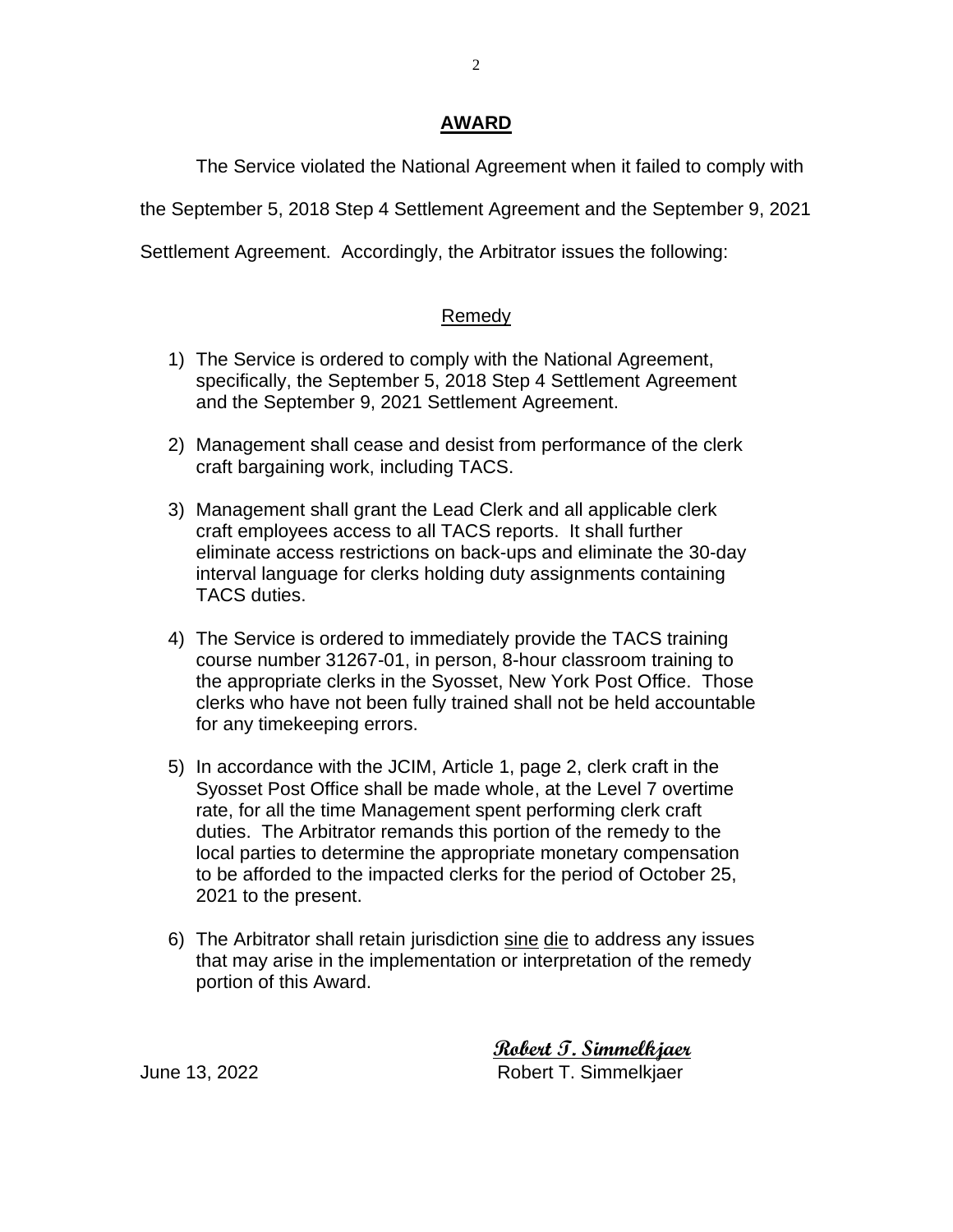## **AWARD**

The Service violated the National Agreement when it failed to comply with the September 5, 2018 Step 4 Settlement Agreement and the September 9, 2021 Settlement Agreement. Accordingly, the Arbitrator issues the following:

### Remedy

1) The Service is ordered to comply with the National Agreement, specifically, the September 5, 2018 Step 4 Settlement Agreement and the September 9, 2021 Settlement Agreement.

2) Management shall cease and desist from performance of the clerk craft bargaining work, including TACS.

3) Management shall grant the Lead Clerk and all applicable clerk craft employees access to all TACS reports. It shall further eliminate access restrictions on back-ups and eliminate the 30-day interval language for clerks holding duty assignments containing TACS duties.

4) The Service is ordered to immediately provide the TACS training course number 31267-01, in person, 8-hour classroom training to the appropriate clerks in the Syosset, New York Post Office. Those clerks who have not been fully trained shall not be held accountable for any timekeeping errors.

5) In accordance with the JCIM, Article 1, page 2, clerk craft in the Syosset Post Office shall be made whole, at the Level 7 overtime rate, for all the time Management spent performing clerk craft duties. The Arbitrator remands this portion of the remedy to the local parties to determine the appropriate monetary compensation to be afforded to the impacted clerks for the period of October 25, 2021 to the present.

6) The Arbitrator shall retain jurisdiction sine die to address any issues that may arise in the implementation or interpretation of the remedy portion of this Award.

*Robert T. Simmelkjaer*

June 13, 2022 Robert T. Simmelkjaer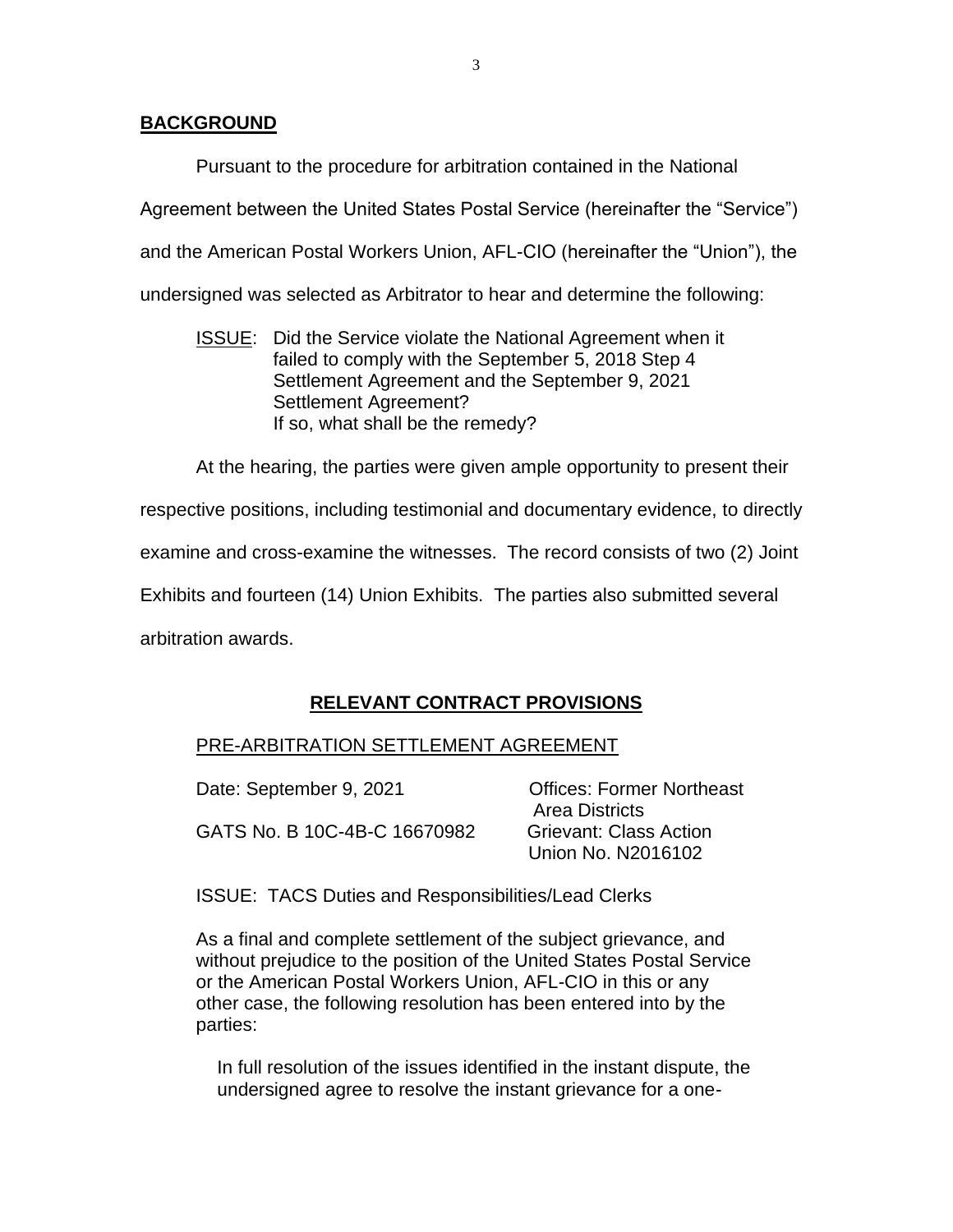## **BACKGROUND**

Pursuant to the procedure for arbitration contained in the National Agreement between the United States Postal Service (hereinafter the "Service") and the American Postal Workers Union, AFL-CIO (hereinafter the "Union"), the undersigned was selected as Arbitrator to hear and determine the following:

> ISSUE: Did the Service violate the National Agreement when it failed to comply with the September 5, 2018 Step 4 Settlement Agreement and the September 9, 2021 Settlement Agreement?
> If so, what shall be the remedy?

At the hearing, the parties were given ample opportunity to present their respective positions, including testimonial and documentary evidence, to directly examine and cross-examine the witnesses. The record consists of two (2) Joint Exhibits and fourteen (14) Union Exhibits. The parties also submitted several arbitration awards.

## **RELEVANT CONTRACT PROVISIONS**

PRE-ARBITRATION SETTLEMENT AGREEMENT

| | |
|---|---|
| Date: September 9, 2021 | Offices: Former Northeast Area Districts |
| GATS No. B 10C-4B-C 16670982 | Grievant: Class Action Union No. N2016102 |

ISSUE: TACS Duties and Responsibilities/Lead Clerks

As a final and complete settlement of the subject grievance, and without prejudice to the position of the United States Postal Service or the American Postal Workers Union, AFL-CIO in this or any other case, the following resolution has been entered into by the parties:

In full resolution of the issues identified in the instant dispute, the undersigned agree to resolve the instant grievance for a one-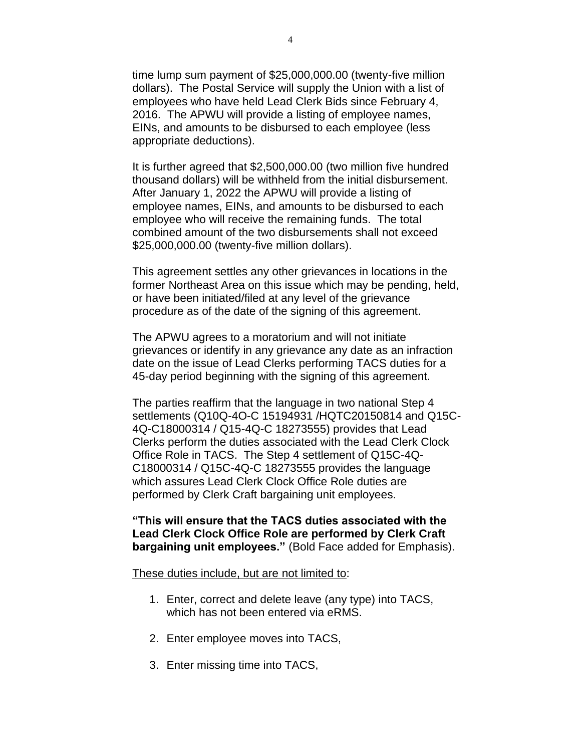time lump sum payment of $25,000,000.00 (twenty-five million dollars). The Postal Service will supply the Union with a list of employees who have held Lead Clerk Bids since February 4, 2016. The APWU will provide a listing of employee names, EINs, and amounts to be disbursed to each employee (less appropriate deductions).

It is further agreed that $2,500,000.00 (two million five hundred thousand dollars) will be withheld from the initial disbursement. After January 1, 2022 the APWU will provide a listing of employee names, EINs, and amounts to be disbursed to each employee who will receive the remaining funds. The total combined amount of the two disbursements shall not exceed $25,000,000.00 (twenty-five million dollars).

This agreement settles any other grievances in locations in the former Northeast Area on this issue which may be pending, held, or have been initiated/filed at any level of the grievance procedure as of the date of the signing of this agreement.

The APWU agrees to a moratorium and will not initiate grievances or identify in any grievance any date as an infraction date on the issue of Lead Clerks performing TACS duties for a 45-day period beginning with the signing of this agreement.

The parties reaffirm that the language in two national Step 4 settlements (Q10Q-4O-C 15194931 /HQTC20150814 and Q15C-4Q-C18000314 / Q15-4Q-C 18273555) provides that Lead Clerks perform the duties associated with the Lead Clerk Clock Office Role in TACS. The Step 4 settlement of Q15C-4Q-C18000314 / Q15C-4Q-C 18273555 provides the language which assures Lead Clerk Clock Office Role duties are performed by Clerk Craft bargaining unit employees.

**"This will ensure that the TACS duties associated with the Lead Clerk Clock Office Role are performed by Clerk Craft bargaining unit employees."** (Bold Face added for Emphasis).

<u>These duties include, but are not limited to</u>:

1. Enter, correct and delete leave (any type) into TACS, which has not been entered via eRMS.

2. Enter employee moves into TACS,

3. Enter missing time into TACS,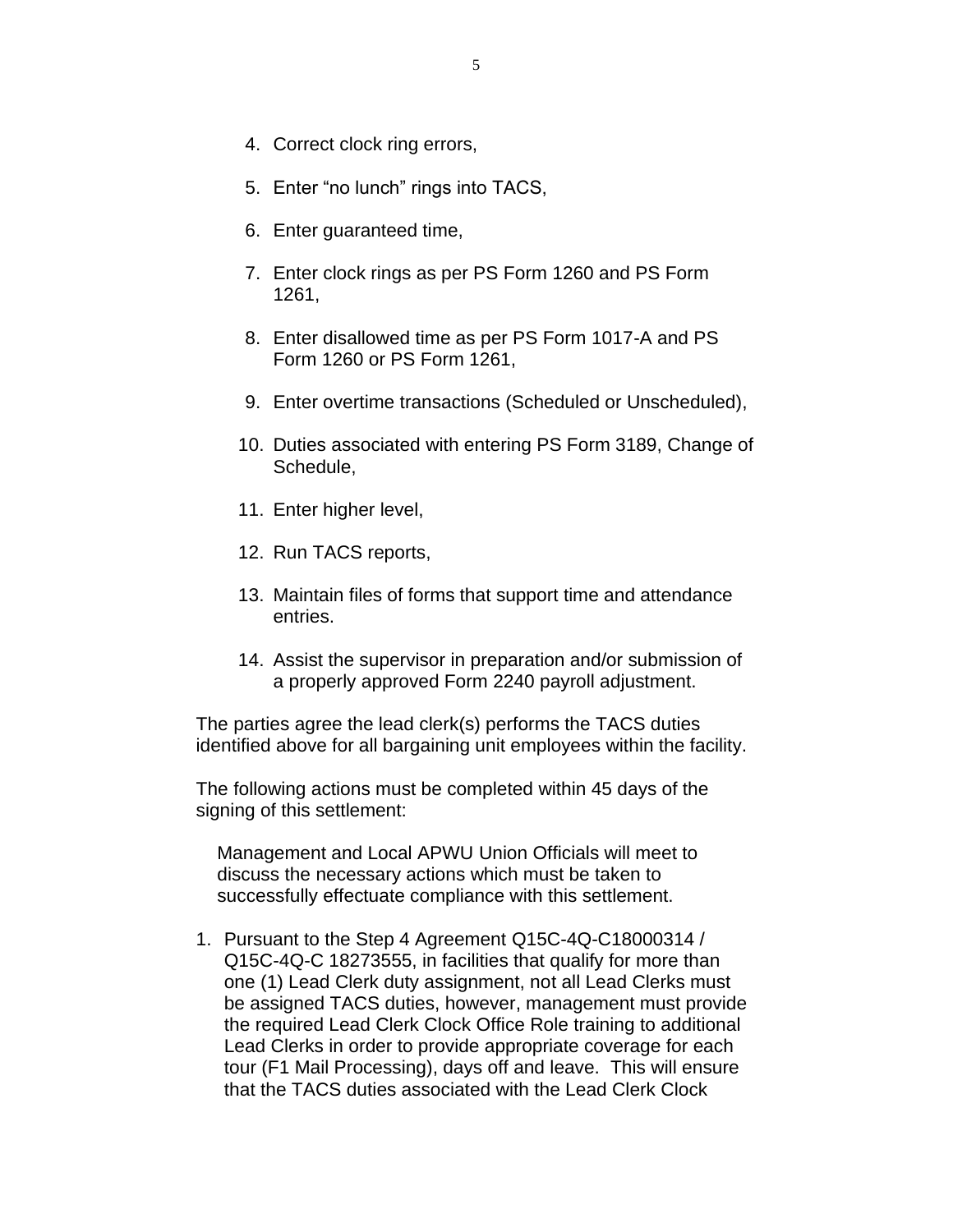4. Correct clock ring errors,

5. Enter “no lunch” rings into TACS,

6. Enter guaranteed time,

7. Enter clock rings as per PS Form 1260 and PS Form 1261,

8. Enter disallowed time as per PS Form 1017-A and PS Form 1260 or PS Form 1261,

9. Enter overtime transactions (Scheduled or Unscheduled),

10. Duties associated with entering PS Form 3189, Change of Schedule,

11. Enter higher level,

12. Run TACS reports,

13. Maintain files of forms that support time and attendance entries.

14. Assist the supervisor in preparation and/or submission of a properly approved Form 2240 payroll adjustment.

The parties agree the lead clerk(s) performs the TACS duties identified above for all bargaining unit employees within the facility.

The following actions must be completed within 45 days of the signing of this settlement:

Management and Local APWU Union Officials will meet to discuss the necessary actions which must be taken to successfully effectuate compliance with this settlement.

1. Pursuant to the Step 4 Agreement Q15C-4Q-C18000314 / Q15C-4Q-C 18273555, in facilities that qualify for more than one (1) Lead Clerk duty assignment, not all Lead Clerks must be assigned TACS duties, however, management must provide the required Lead Clerk Clock Office Role training to additional Lead Clerks in order to provide appropriate coverage for each tour (F1 Mail Processing), days off and leave. This will ensure that the TACS duties associated with the Lead Clerk Clock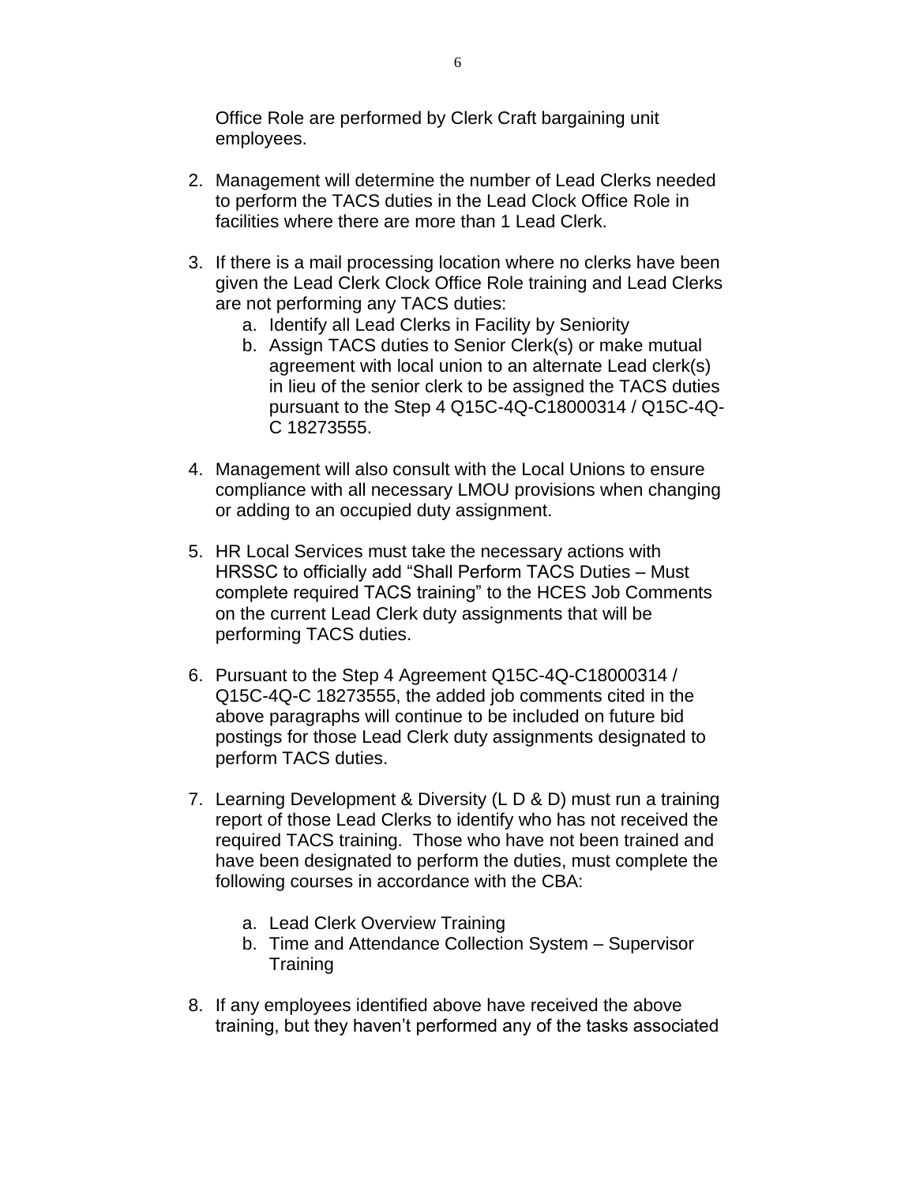Office Role are performed by Clerk Craft bargaining unit employees.

2. Management will determine the number of Lead Clerks needed to perform the TACS duties in the Lead Clock Office Role in facilities where there are more than 1 Lead Clerk.

3. If there is a mail processing location where no clerks have been given the Lead Clerk Clock Office Role training and Lead Clerks are not performing any TACS duties:
   a. Identify all Lead Clerks in Facility by Seniority
   b. Assign TACS duties to Senior Clerk(s) or make mutual agreement with local union to an alternate Lead clerk(s) in lieu of the senior clerk to be assigned the TACS duties pursuant to the Step 4 Q15C-4Q-C18000314 / Q15C-4Q-C 18273555.

4. Management will also consult with the Local Unions to ensure compliance with all necessary LMOU provisions when changing or adding to an occupied duty assignment.

5. HR Local Services must take the necessary actions with HRSSC to officially add "Shall Perform TACS Duties – Must complete required TACS training" to the HCES Job Comments on the current Lead Clerk duty assignments that will be performing TACS duties.

6. Pursuant to the Step 4 Agreement Q15C-4Q-C18000314 / Q15C-4Q-C 18273555, the added job comments cited in the above paragraphs will continue to be included on future bid postings for those Lead Clerk duty assignments designated to perform TACS duties.

7. Learning Development & Diversity (L D & D) must run a training report of those Lead Clerks to identify who has not received the required TACS training. Those who have not been trained and have been designated to perform the duties, must complete the following courses in accordance with the CBA:

   a. Lead Clerk Overview Training
   b. Time and Attendance Collection System – Supervisor Training

8. If any employees identified above have received the above training, but they haven't performed any of the tasks associated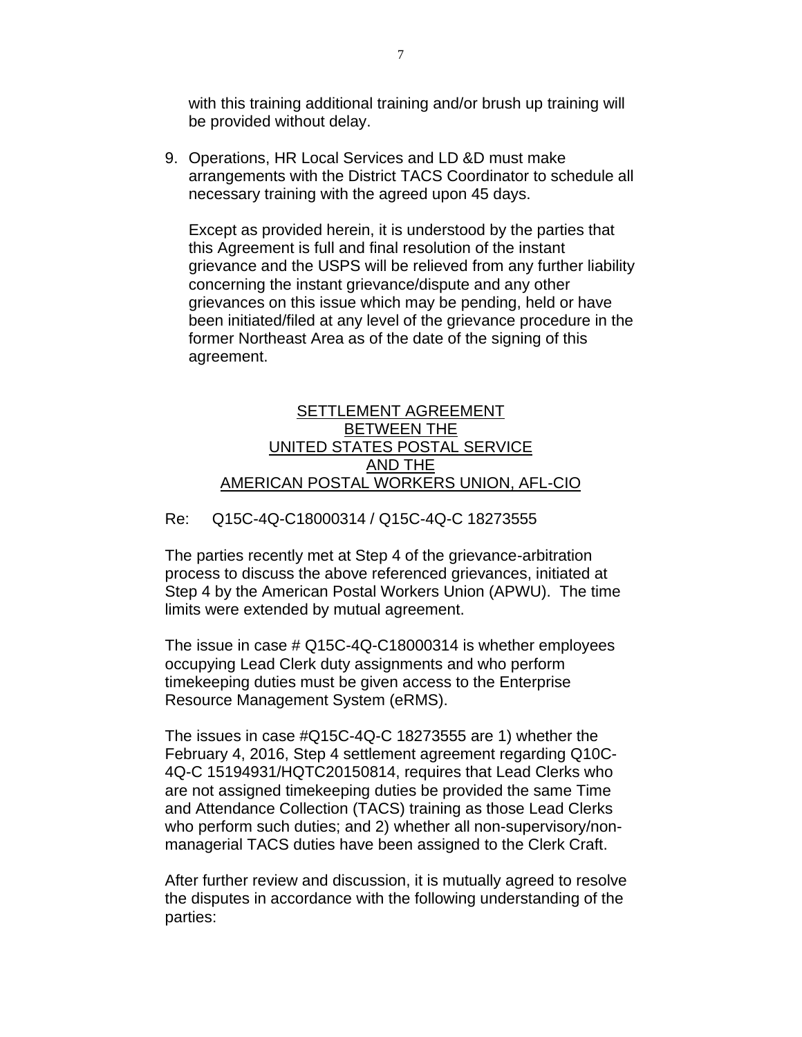with this training additional training and/or brush up training will be provided without delay.

9. Operations, HR Local Services and LD &D must make arrangements with the District TACS Coordinator to schedule all necessary training with the agreed upon 45 days.

   Except as provided herein, it is understood by the parties that this Agreement is full and final resolution of the instant grievance and the USPS will be relieved from any further liability concerning the instant grievance/dispute and any other grievances on this issue which may be pending, held or have been initiated/filed at any level of the grievance procedure in the former Northeast Area as of the date of the signing of this agreement.

<u>SETTLEMENT AGREEMENT</u>
<u>BETWEEN THE</u>
<u>UNITED STATES POSTAL SERVICE</u>
<u>AND THE</u>
<u>AMERICAN POSTAL WORKERS UNION, AFL-CIO</u>

Re: Q15C-4Q-C18000314 / Q15C-4Q-C 18273555

The parties recently met at Step 4 of the grievance-arbitration process to discuss the above referenced grievances, initiated at Step 4 by the American Postal Workers Union (APWU). The time limits were extended by mutual agreement.

The issue in case # Q15C-4Q-C18000314 is whether employees occupying Lead Clerk duty assignments and who perform timekeeping duties must be given access to the Enterprise Resource Management System (eRMS).

The issues in case #Q15C-4Q-C 18273555 are 1) whether the February 4, 2016, Step 4 settlement agreement regarding Q10C-4Q-C 15194931/HQTC20150814, requires that Lead Clerks who are not assigned timekeeping duties be provided the same Time and Attendance Collection (TACS) training as those Lead Clerks who perform such duties; and 2) whether all non-supervisory/non-managerial TACS duties have been assigned to the Clerk Craft.

After further review and discussion, it is mutually agreed to resolve the disputes in accordance with the following understanding of the parties: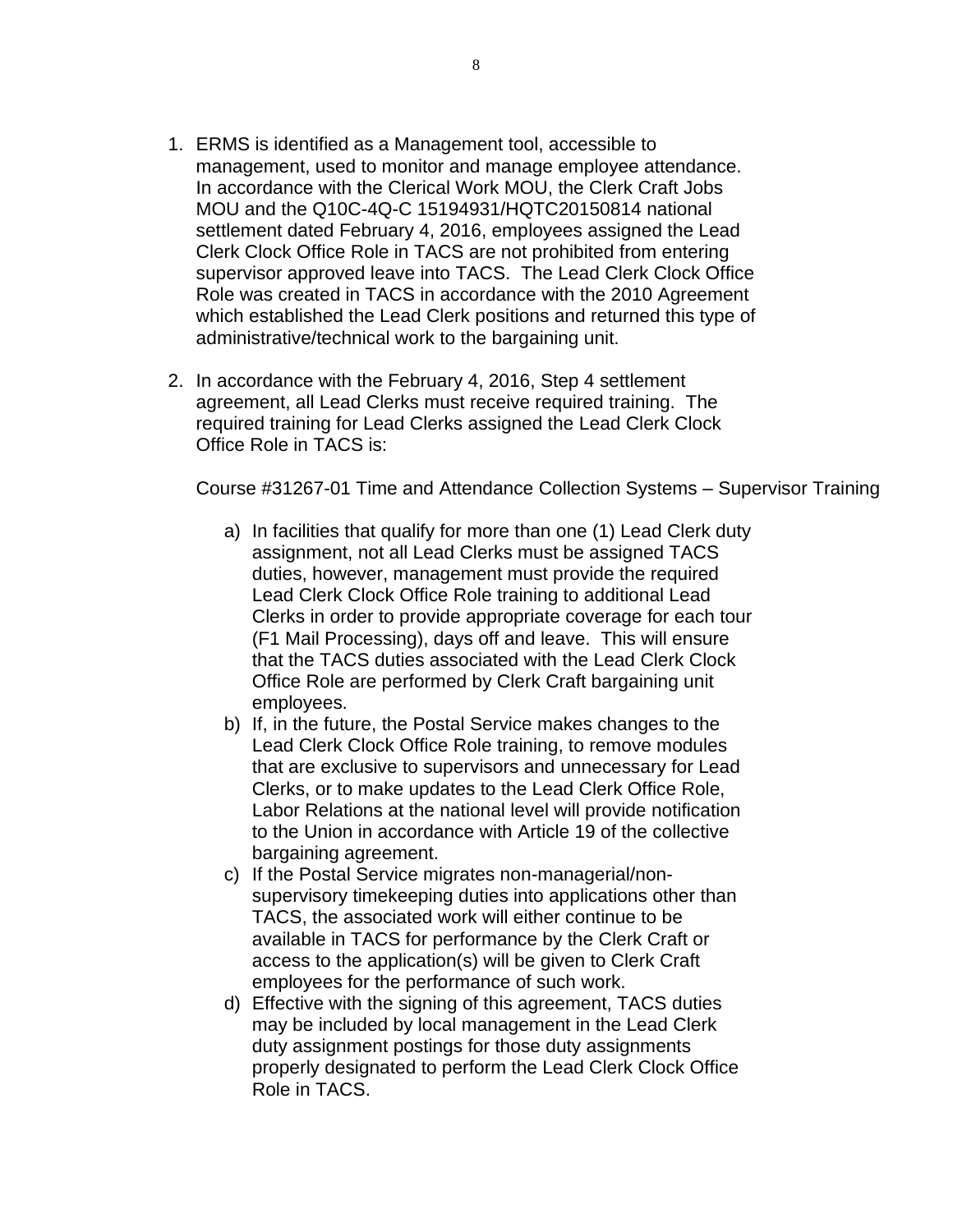1. ERMS is identified as a Management tool, accessible to management, used to monitor and manage employee attendance. In accordance with the Clerical Work MOU, the Clerk Craft Jobs MOU and the Q10C-4Q-C 15194931/HQTC20150814 national settlement dated February 4, 2016, employees assigned the Lead Clerk Clock Office Role in TACS are not prohibited from entering supervisor approved leave into TACS. The Lead Clerk Clock Office Role was created in TACS in accordance with the 2010 Agreement which established the Lead Clerk positions and returned this type of administrative/technical work to the bargaining unit.

2. In accordance with the February 4, 2016, Step 4 settlement agreement, all Lead Clerks must receive required training. The required training for Lead Clerks assigned the Lead Clerk Clock Office Role in TACS is:

   Course #31267-01 Time and Attendance Collection Systems – Supervisor Training

   a) In facilities that qualify for more than one (1) Lead Clerk duty assignment, not all Lead Clerks must be assigned TACS duties, however, management must provide the required Lead Clerk Clock Office Role training to additional Lead Clerks in order to provide appropriate coverage for each tour (F1 Mail Processing), days off and leave. This will ensure that the TACS duties associated with the Lead Clerk Clock Office Role are performed by Clerk Craft bargaining unit employees.
   b) If, in the future, the Postal Service makes changes to the Lead Clerk Clock Office Role training, to remove modules that are exclusive to supervisors and unnecessary for Lead Clerks, or to make updates to the Lead Clerk Office Role, Labor Relations at the national level will provide notification to the Union in accordance with Article 19 of the collective bargaining agreement.
   c) If the Postal Service migrates non-managerial/non-supervisory timekeeping duties into applications other than TACS, the associated work will either continue to be available in TACS for performance by the Clerk Craft or access to the application(s) will be given to Clerk Craft employees for the performance of such work.
   d) Effective with the signing of this agreement, TACS duties may be included by local management in the Lead Clerk duty assignment postings for those duty assignments properly designated to perform the Lead Clerk Clock Office Role in TACS.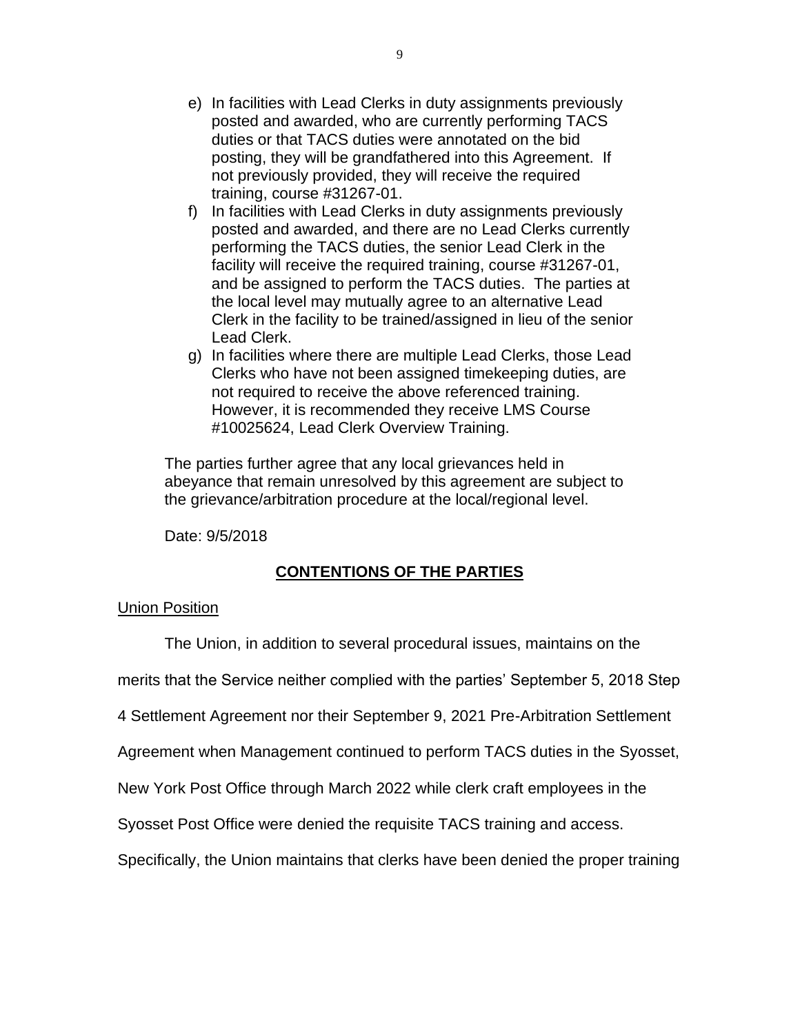e) In facilities with Lead Clerks in duty assignments previously posted and awarded, who are currently performing TACS duties or that TACS duties were annotated on the bid posting, they will be grandfathered into this Agreement. If not previously provided, they will receive the required training, course #31267-01.

f) In facilities with Lead Clerks in duty assignments previously posted and awarded, and there are no Lead Clerks currently performing the TACS duties, the senior Lead Clerk in the facility will receive the required training, course #31267-01, and be assigned to perform the TACS duties. The parties at the local level may mutually agree to an alternative Lead Clerk in the facility to be trained/assigned in lieu of the senior Lead Clerk.

g) In facilities where there are multiple Lead Clerks, those Lead Clerks who have not been assigned timekeeping duties, are not required to receive the above referenced training. However, it is recommended they receive LMS Course #10025624, Lead Clerk Overview Training.

The parties further agree that any local grievances held in abeyance that remain unresolved by this agreement are subject to the grievance/arbitration procedure at the local/regional level.

Date: 9/5/2018

## **CONTENTIONS OF THE PARTIES**

Union Position

The Union, in addition to several procedural issues, maintains on the merits that the Service neither complied with the parties' September 5, 2018 Step 4 Settlement Agreement nor their September 9, 2021 Pre-Arbitration Settlement Agreement when Management continued to perform TACS duties in the Syosset, New York Post Office through March 2022 while clerk craft employees in the Syosset Post Office were denied the requisite TACS training and access. Specifically, the Union maintains that clerks have been denied the proper training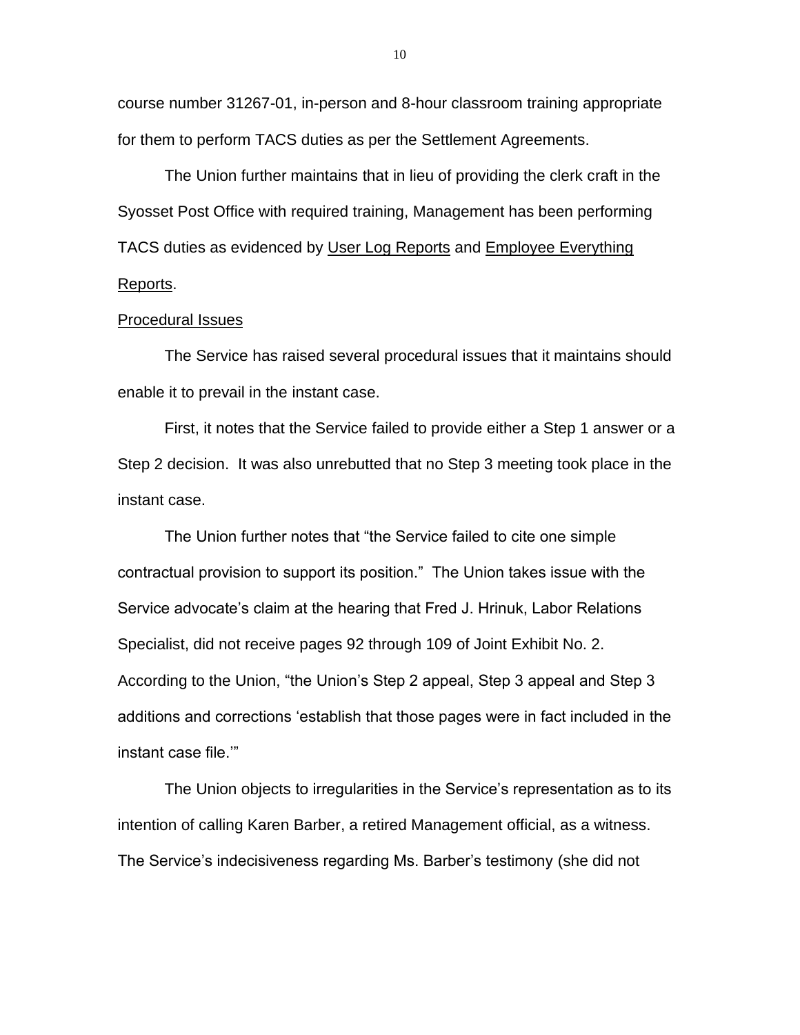course number 31267-01, in-person and 8-hour classroom training appropriate for them to perform TACS duties as per the Settlement Agreements.

The Union further maintains that in lieu of providing the clerk craft in the Syosset Post Office with required training, Management has been performing TACS duties as evidenced by User Log Reports and Employee Everything Reports.

Procedural Issues

The Service has raised several procedural issues that it maintains should enable it to prevail in the instant case.

First, it notes that the Service failed to provide either a Step 1 answer or a Step 2 decision. It was also unrebutted that no Step 3 meeting took place in the instant case.

The Union further notes that "the Service failed to cite one simple contractual provision to support its position." The Union takes issue with the Service advocate's claim at the hearing that Fred J. Hrinuk, Labor Relations Specialist, did not receive pages 92 through 109 of Joint Exhibit No. 2. According to the Union, "the Union's Step 2 appeal, Step 3 appeal and Step 3 additions and corrections 'establish that those pages were in fact included in the instant case file.'"

The Union objects to irregularities in the Service's representation as to its intention of calling Karen Barber, a retired Management official, as a witness. The Service's indecisiveness regarding Ms. Barber's testimony (she did not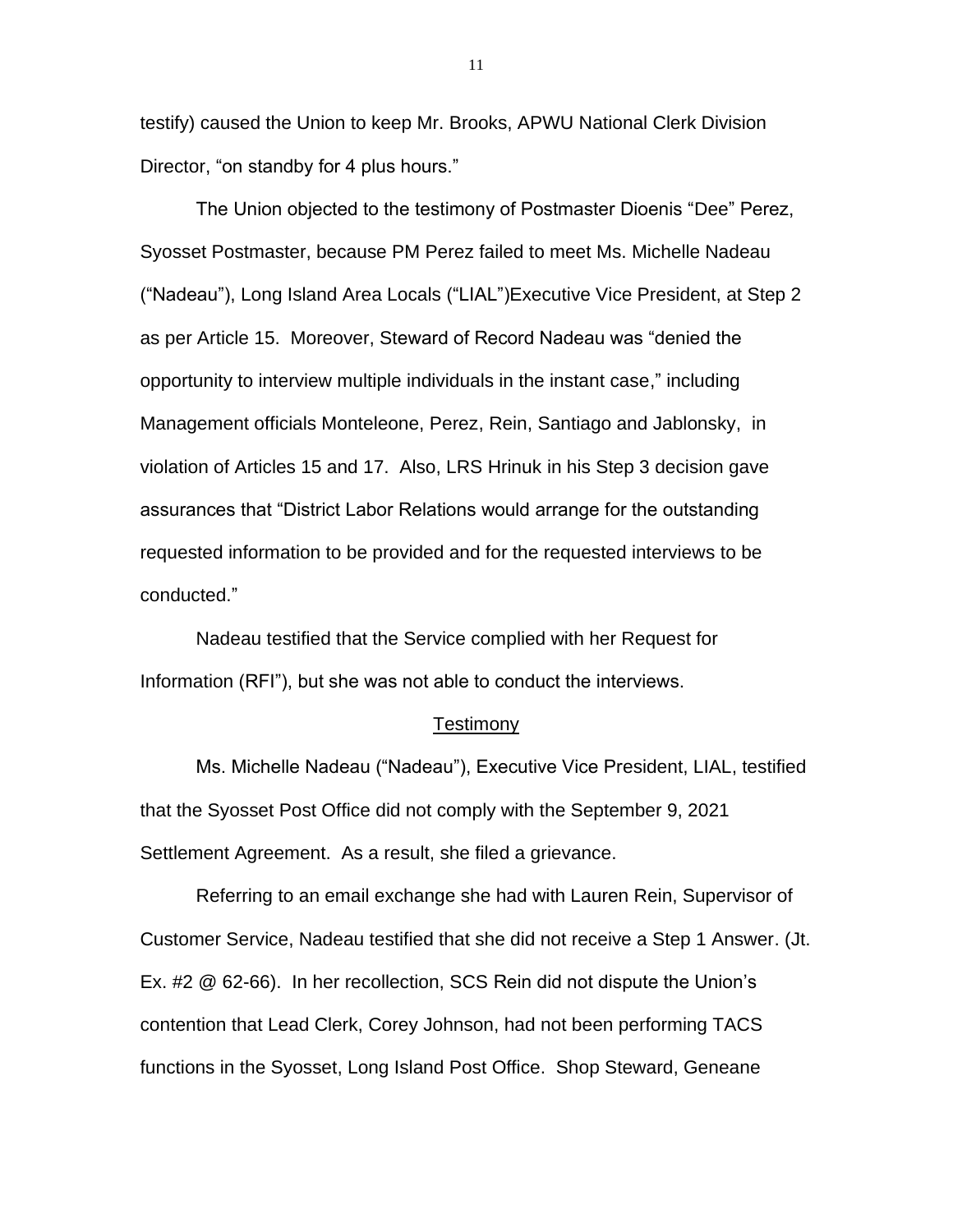testify) caused the Union to keep Mr. Brooks, APWU National Clerk Division Director, "on standby for 4 plus hours."

The Union objected to the testimony of Postmaster Dioenis "Dee" Perez, Syosset Postmaster, because PM Perez failed to meet Ms. Michelle Nadeau ("Nadeau"), Long Island Area Locals ("LIAL")Executive Vice President, at Step 2 as per Article 15. Moreover, Steward of Record Nadeau was "denied the opportunity to interview multiple individuals in the instant case," including Management officials Monteleone, Perez, Rein, Santiago and Jablonsky, in violation of Articles 15 and 17. Also, LRS Hrinuk in his Step 3 decision gave assurances that "District Labor Relations would arrange for the outstanding requested information to be provided and for the requested interviews to be conducted."

Nadeau testified that the Service complied with her Request for Information (RFI"), but she was not able to conduct the interviews.

<u>Testimony</u>

Ms. Michelle Nadeau ("Nadeau"), Executive Vice President, LIAL, testified that the Syosset Post Office did not comply with the September 9, 2021 Settlement Agreement. As a result, she filed a grievance.

Referring to an email exchange she had with Lauren Rein, Supervisor of Customer Service, Nadeau testified that she did not receive a Step 1 Answer. (Jt. Ex. #2 @ 62-66). In her recollection, SCS Rein did not dispute the Union's contention that Lead Clerk, Corey Johnson, had not been performing TACS functions in the Syosset, Long Island Post Office. Shop Steward, Geneane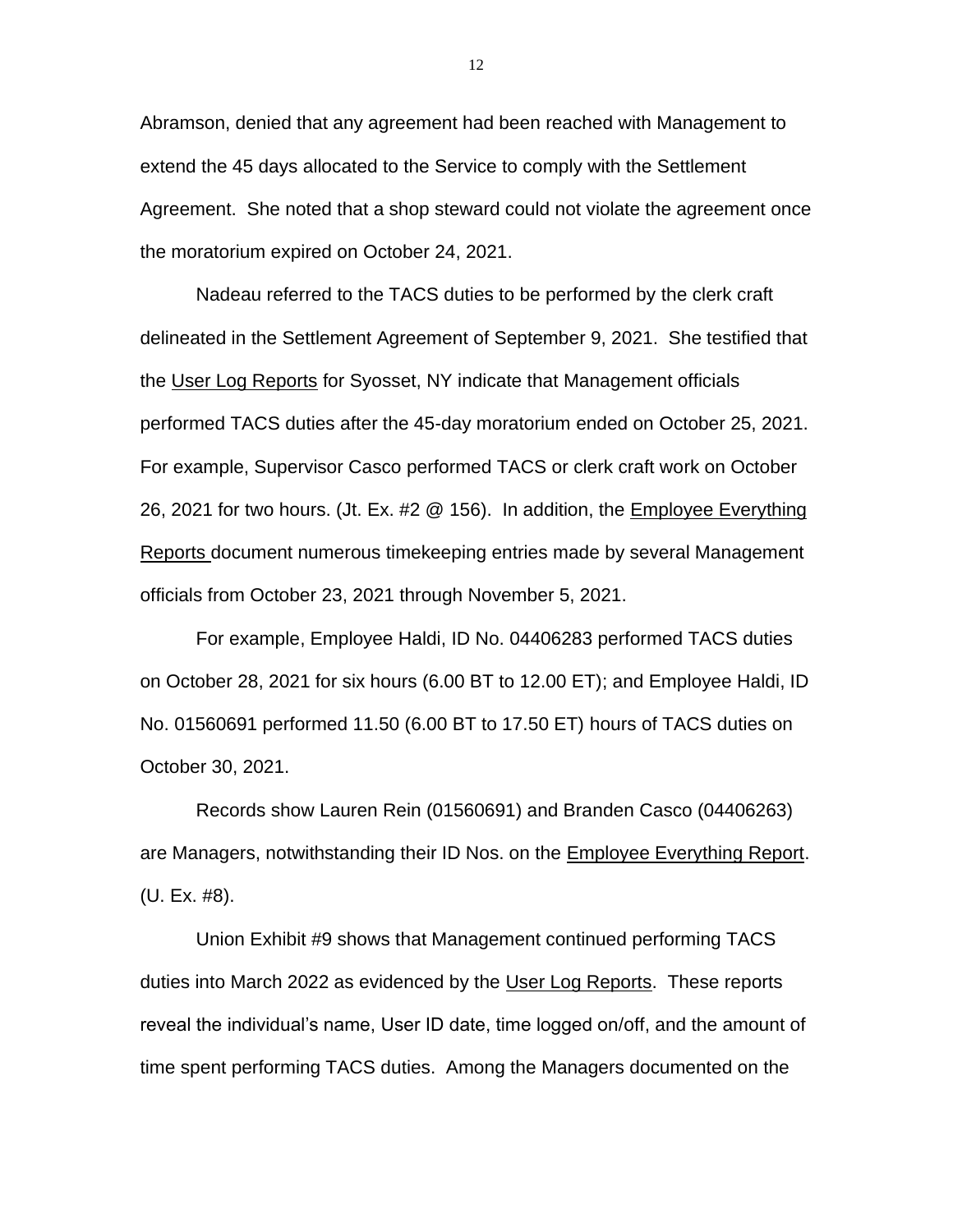Abramson, denied that any agreement had been reached with Management to extend the 45 days allocated to the Service to comply with the Settlement Agreement. She noted that a shop steward could not violate the agreement once the moratorium expired on October 24, 2021.

Nadeau referred to the TACS duties to be performed by the clerk craft delineated in the Settlement Agreement of September 9, 2021. She testified that the User Log Reports for Syosset, NY indicate that Management officials performed TACS duties after the 45-day moratorium ended on October 25, 2021. For example, Supervisor Casco performed TACS or clerk craft work on October 26, 2021 for two hours. (Jt. Ex. #2 @ 156). In addition, the Employee Everything Reports document numerous timekeeping entries made by several Management officials from October 23, 2021 through November 5, 2021.

For example, Employee Haldi, ID No. 04406283 performed TACS duties on October 28, 2021 for six hours (6.00 BT to 12.00 ET); and Employee Haldi, ID No. 01560691 performed 11.50 (6.00 BT to 17.50 ET) hours of TACS duties on October 30, 2021.

Records show Lauren Rein (01560691) and Branden Casco (04406263) are Managers, notwithstanding their ID Nos. on the Employee Everything Report. (U. Ex. #8).

Union Exhibit #9 shows that Management continued performing TACS duties into March 2022 as evidenced by the User Log Reports. These reports reveal the individual's name, User ID date, time logged on/off, and the amount of time spent performing TACS duties. Among the Managers documented on the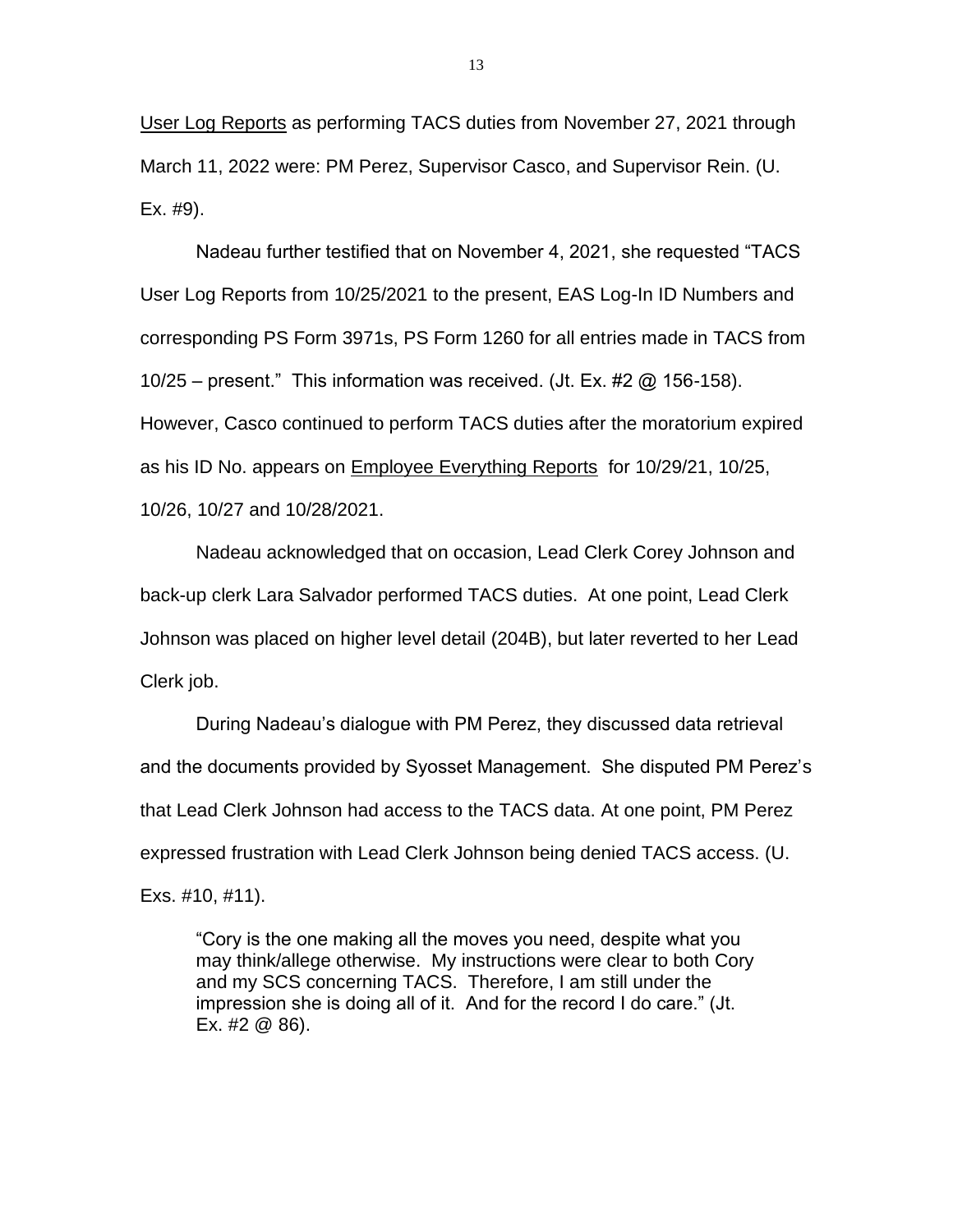User Log Reports as performing TACS duties from November 27, 2021 through March 11, 2022 were: PM Perez, Supervisor Casco, and Supervisor Rein. (U. Ex. #9).

Nadeau further testified that on November 4, 2021, she requested "TACS User Log Reports from 10/25/2021 to the present, EAS Log-In ID Numbers and corresponding PS Form 3971s, PS Form 1260 for all entries made in TACS from 10/25 – present." This information was received. (Jt. Ex. #2 @ 156-158). However, Casco continued to perform TACS duties after the moratorium expired as his ID No. appears on Employee Everything Reports for 10/29/21, 10/25, 10/26, 10/27 and 10/28/2021.

Nadeau acknowledged that on occasion, Lead Clerk Corey Johnson and back-up clerk Lara Salvador performed TACS duties. At one point, Lead Clerk Johnson was placed on higher level detail (204B), but later reverted to her Lead Clerk job.

During Nadeau's dialogue with PM Perez, they discussed data retrieval and the documents provided by Syosset Management. She disputed PM Perez's that Lead Clerk Johnson had access to the TACS data. At one point, PM Perez expressed frustration with Lead Clerk Johnson being denied TACS access. (U. Exs. #10, #11).

> "Cory is the one making all the moves you need, despite what you may think/allege otherwise. My instructions were clear to both Cory and my SCS concerning TACS. Therefore, I am still under the impression she is doing all of it. And for the record I do care." (Jt. Ex. #2 @ 86).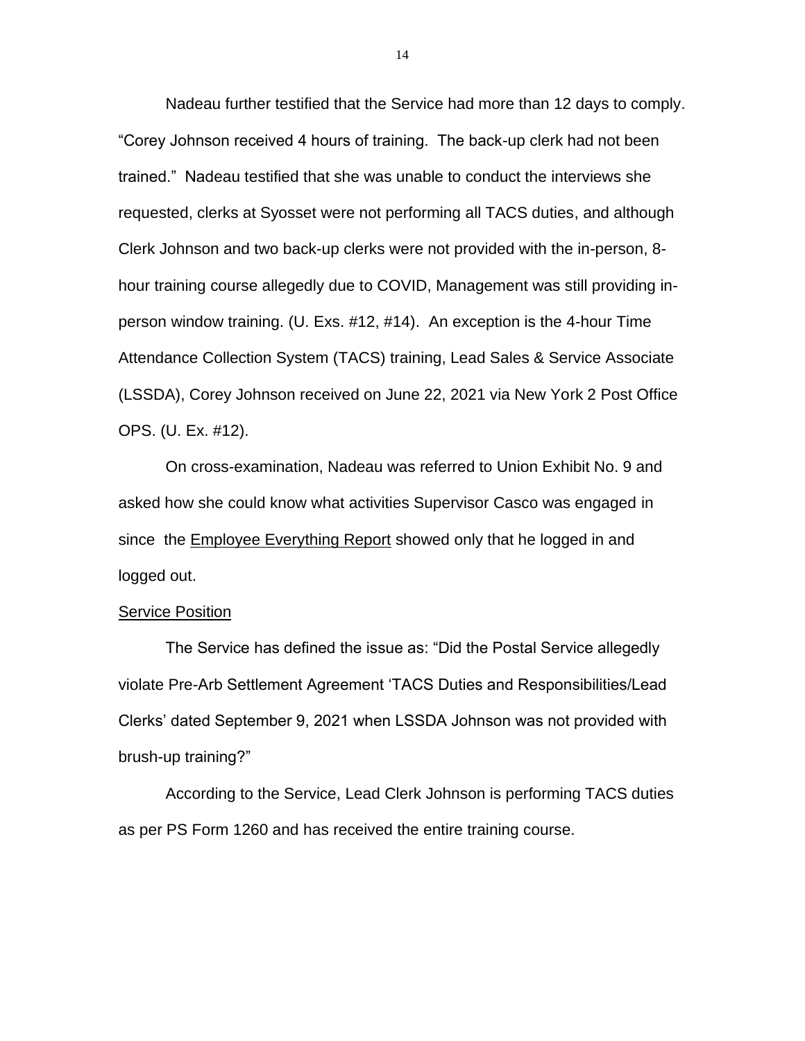Nadeau further testified that the Service had more than 12 days to comply. "Corey Johnson received 4 hours of training. The back-up clerk had not been trained." Nadeau testified that she was unable to conduct the interviews she requested, clerks at Syosset were not performing all TACS duties, and although Clerk Johnson and two back-up clerks were not provided with the in-person, 8-hour training course allegedly due to COVID, Management was still providing in-person window training. (U. Exs. #12, #14). An exception is the 4-hour Time Attendance Collection System (TACS) training, Lead Sales & Service Associate (LSSDA), Corey Johnson received on June 22, 2021 via New York 2 Post Office OPS. (U. Ex. #12).

On cross-examination, Nadeau was referred to Union Exhibit No. 9 and asked how she could know what activities Supervisor Casco was engaged in since the Employee Everything Report showed only that he logged in and logged out.

Service Position

The Service has defined the issue as: "Did the Postal Service allegedly violate Pre-Arb Settlement Agreement 'TACS Duties and Responsibilities/Lead Clerks' dated September 9, 2021 when LSSDA Johnson was not provided with brush-up training?"

According to the Service, Lead Clerk Johnson is performing TACS duties as per PS Form 1260 and has received the entire training course.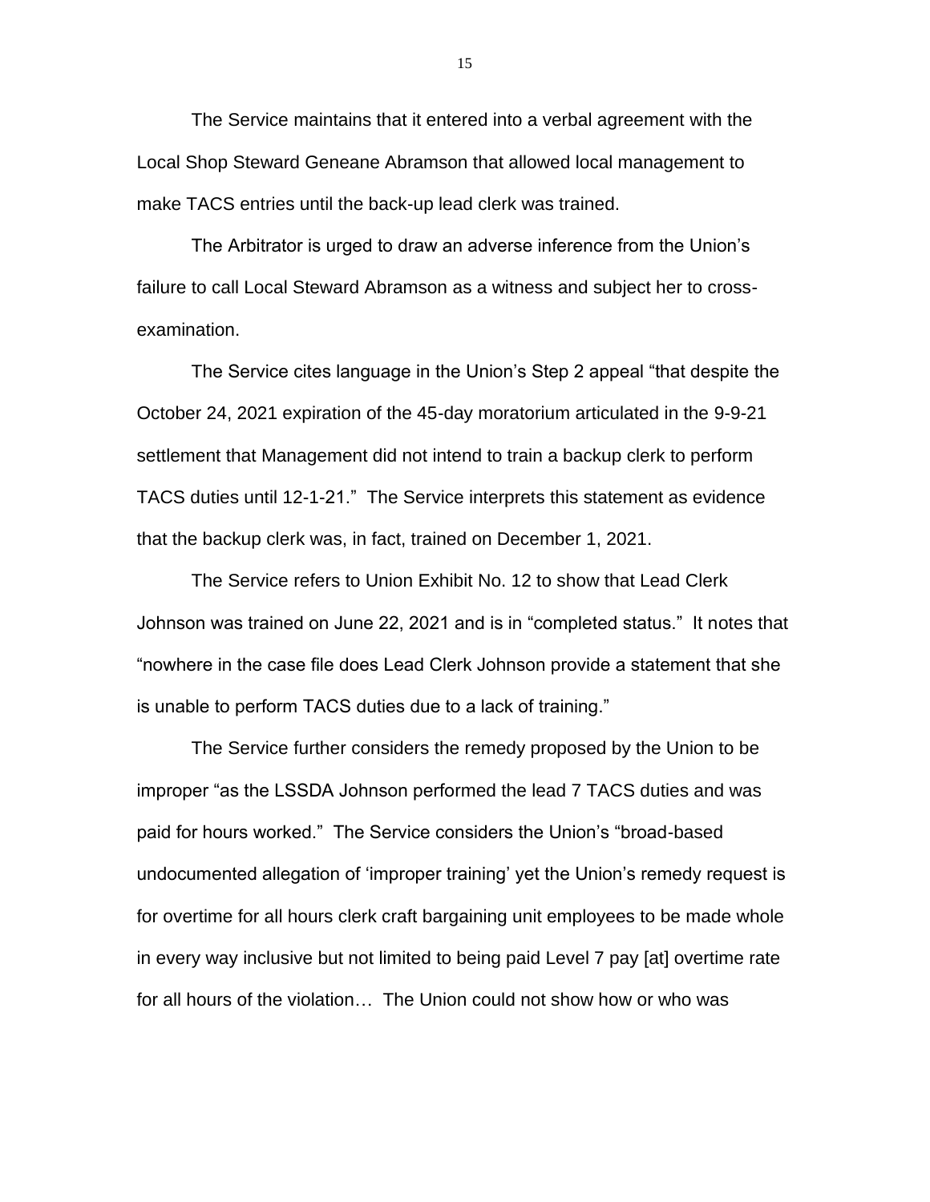The Service maintains that it entered into a verbal agreement with the Local Shop Steward Geneane Abramson that allowed local management to make TACS entries until the back-up lead clerk was trained.

The Arbitrator is urged to draw an adverse inference from the Union's failure to call Local Steward Abramson as a witness and subject her to cross-examination.

The Service cites language in the Union's Step 2 appeal "that despite the October 24, 2021 expiration of the 45-day moratorium articulated in the 9-9-21 settlement that Management did not intend to train a backup clerk to perform TACS duties until 12-1-21." The Service interprets this statement as evidence that the backup clerk was, in fact, trained on December 1, 2021.

The Service refers to Union Exhibit No. 12 to show that Lead Clerk Johnson was trained on June 22, 2021 and is in "completed status." It notes that "nowhere in the case file does Lead Clerk Johnson provide a statement that she is unable to perform TACS duties due to a lack of training."

The Service further considers the remedy proposed by the Union to be improper "as the LSSDA Johnson performed the lead 7 TACS duties and was paid for hours worked." The Service considers the Union's "broad-based undocumented allegation of 'improper training' yet the Union's remedy request is for overtime for all hours clerk craft bargaining unit employees to be made whole in every way inclusive but not limited to being paid Level 7 pay [at] overtime rate for all hours of the violation… The Union could not show how or who was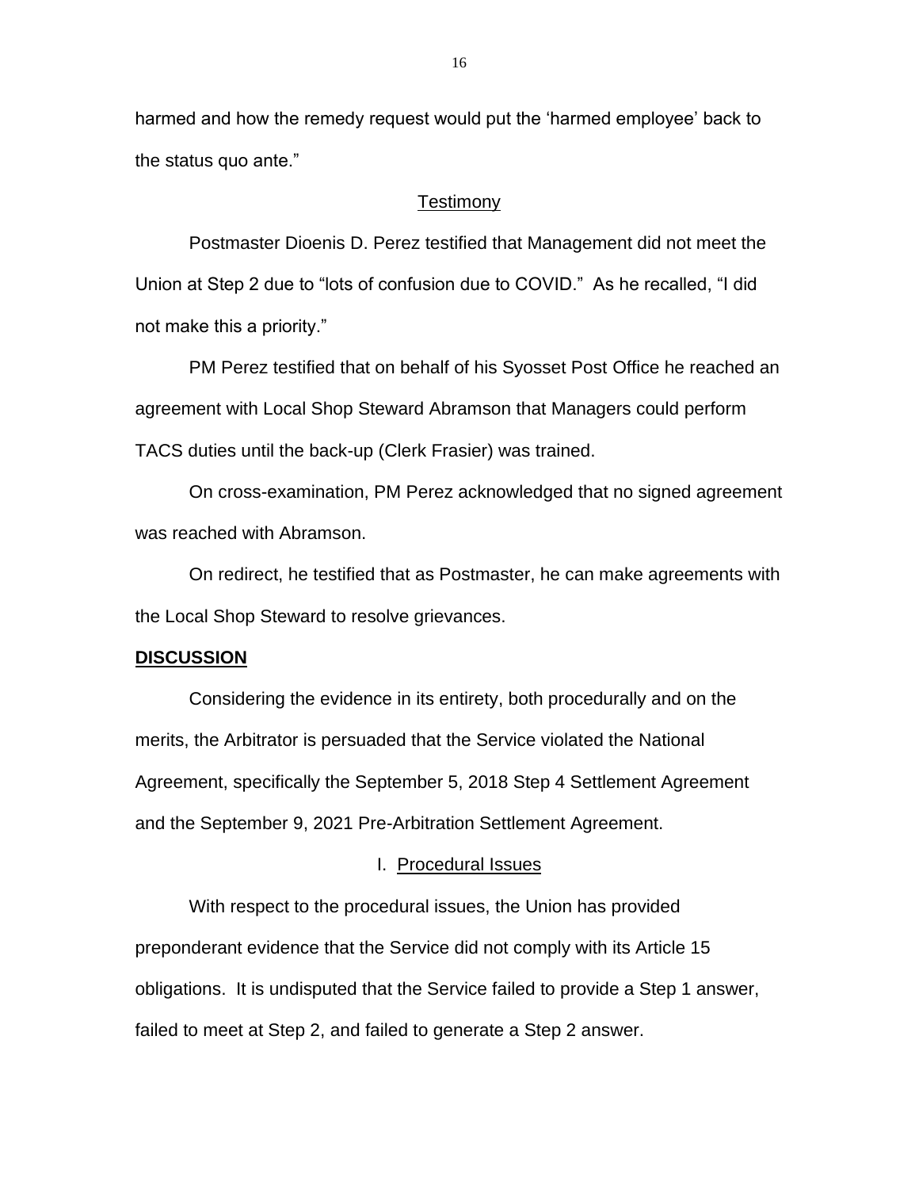harmed and how the remedy request would put the 'harmed employee' back to the status quo ante."

<u>Testimony</u>

Postmaster Dioenis D. Perez testified that Management did not meet the Union at Step 2 due to "lots of confusion due to COVID." As he recalled, "I did not make this a priority."

PM Perez testified that on behalf of his Syosset Post Office he reached an agreement with Local Shop Steward Abramson that Managers could perform TACS duties until the back-up (Clerk Frasier) was trained.

On cross-examination, PM Perez acknowledged that no signed agreement was reached with Abramson.

On redirect, he testified that as Postmaster, he can make agreements with the Local Shop Steward to resolve grievances.

## DISCUSSION

Considering the evidence in its entirety, both procedurally and on the merits, the Arbitrator is persuaded that the Service violated the National Agreement, specifically the September 5, 2018 Step 4 Settlement Agreement and the September 9, 2021 Pre-Arbitration Settlement Agreement.

### I. Procedural Issues

With respect to the procedural issues, the Union has provided preponderant evidence that the Service did not comply with its Article 15 obligations. It is undisputed that the Service failed to provide a Step 1 answer, failed to meet at Step 2, and failed to generate a Step 2 answer.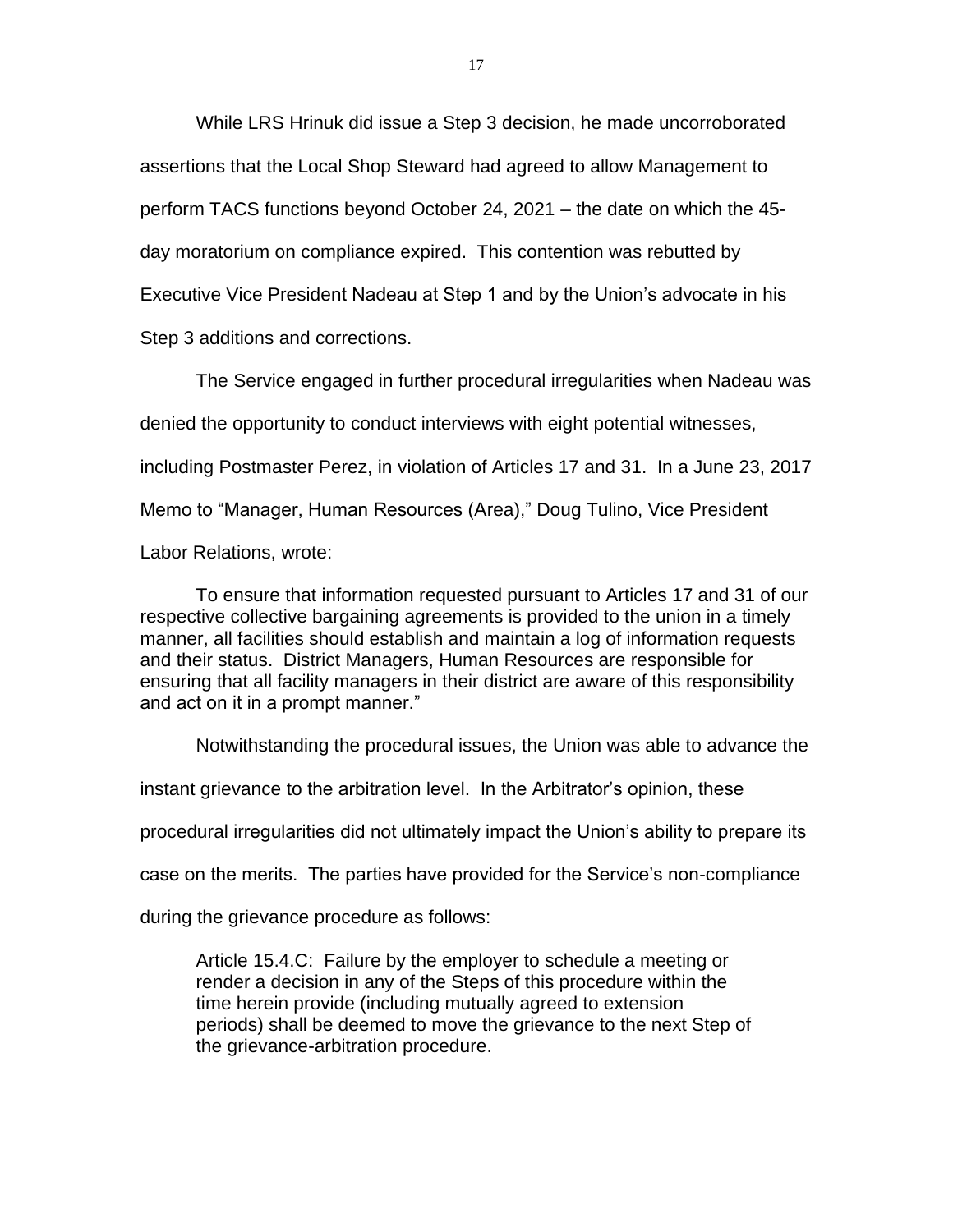While LRS Hrinuk did issue a Step 3 decision, he made uncorroborated assertions that the Local Shop Steward had agreed to allow Management to perform TACS functions beyond October 24, 2021 – the date on which the 45-day moratorium on compliance expired. This contention was rebutted by Executive Vice President Nadeau at Step 1 and by the Union's advocate in his Step 3 additions and corrections.

The Service engaged in further procedural irregularities when Nadeau was denied the opportunity to conduct interviews with eight potential witnesses, including Postmaster Perez, in violation of Articles 17 and 31. In a June 23, 2017 Memo to "Manager, Human Resources (Area)," Doug Tulino, Vice President Labor Relations, wrote:

> To ensure that information requested pursuant to Articles 17 and 31 of our respective collective bargaining agreements is provided to the union in a timely manner, all facilities should establish and maintain a log of information requests and their status. District Managers, Human Resources are responsible for ensuring that all facility managers in their district are aware of this responsibility and act on it in a prompt manner."

Notwithstanding the procedural issues, the Union was able to advance the instant grievance to the arbitration level. In the Arbitrator's opinion, these procedural irregularities did not ultimately impact the Union's ability to prepare its case on the merits. The parties have provided for the Service's non-compliance during the grievance procedure as follows:

> Article 15.4.C: Failure by the employer to schedule a meeting or render a decision in any of the Steps of this procedure within the time herein provide (including mutually agreed to extension periods) shall be deemed to move the grievance to the next Step of the grievance-arbitration procedure.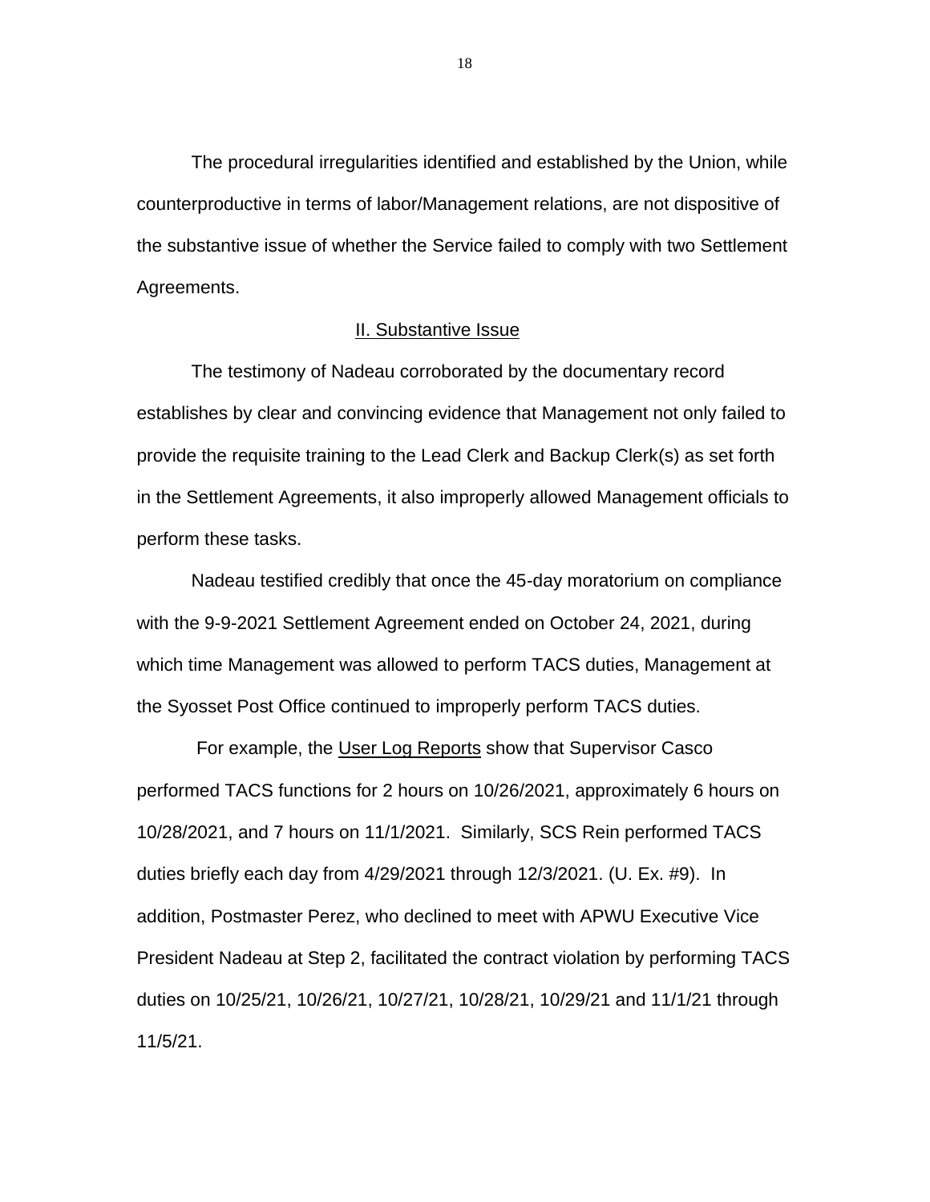The procedural irregularities identified and established by the Union, while counterproductive in terms of labor/Management relations, are not dispositive of the substantive issue of whether the Service failed to comply with two Settlement Agreements.

## II. Substantive Issue

The testimony of Nadeau corroborated by the documentary record establishes by clear and convincing evidence that Management not only failed to provide the requisite training to the Lead Clerk and Backup Clerk(s) as set forth in the Settlement Agreements, it also improperly allowed Management officials to perform these tasks.

Nadeau testified credibly that once the 45-day moratorium on compliance with the 9-9-2021 Settlement Agreement ended on October 24, 2021, during which time Management was allowed to perform TACS duties, Management at the Syosset Post Office continued to improperly perform TACS duties.

For example, the User Log Reports show that Supervisor Casco performed TACS functions for 2 hours on 10/26/2021, approximately 6 hours on 10/28/2021, and 7 hours on 11/1/2021. Similarly, SCS Rein performed TACS duties briefly each day from 4/29/2021 through 12/3/2021. (U. Ex. #9). In addition, Postmaster Perez, who declined to meet with APWU Executive Vice President Nadeau at Step 2, facilitated the contract violation by performing TACS duties on 10/25/21, 10/26/21, 10/27/21, 10/28/21, 10/29/21 and 11/1/21 through 11/5/21.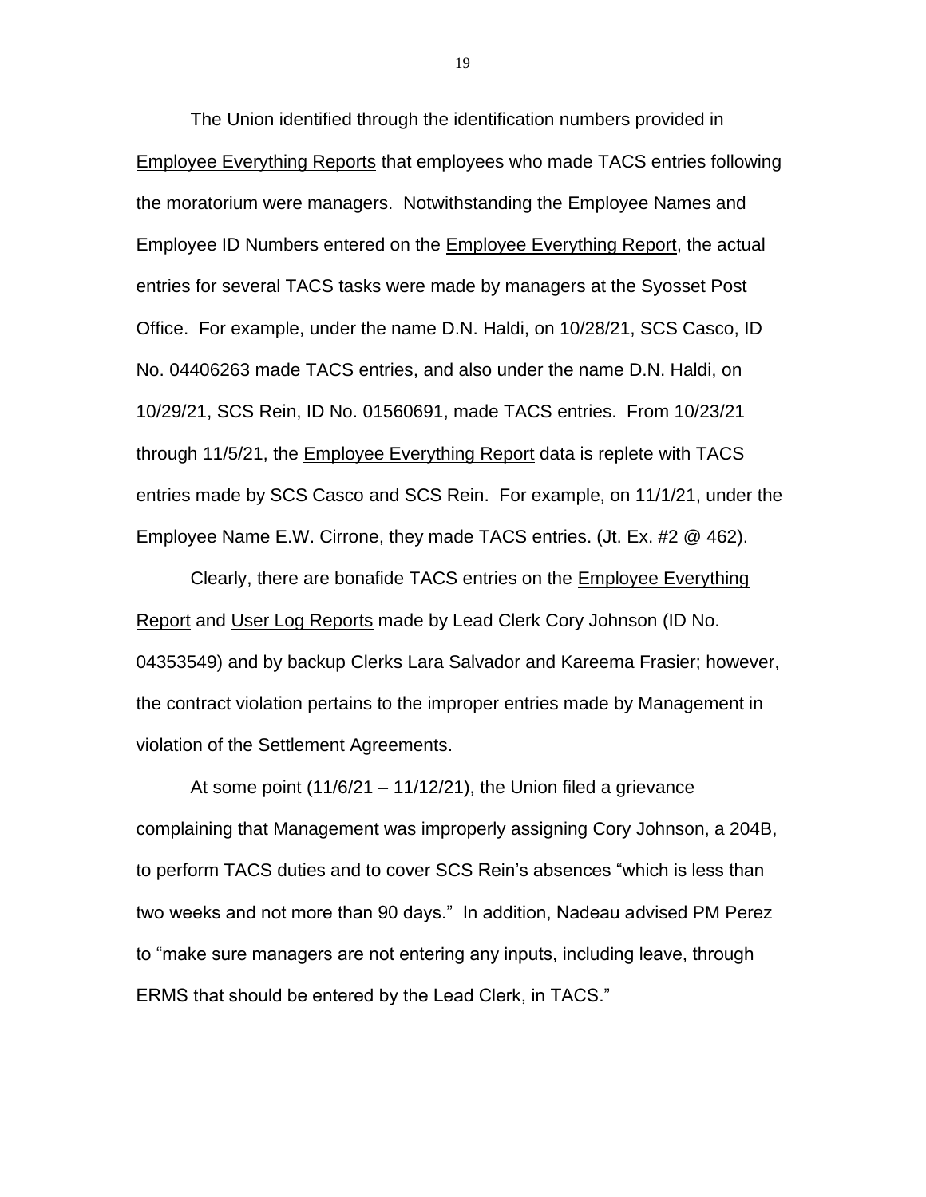The Union identified through the identification numbers provided in Employee Everything Reports that employees who made TACS entries following the moratorium were managers. Notwithstanding the Employee Names and Employee ID Numbers entered on the Employee Everything Report, the actual entries for several TACS tasks were made by managers at the Syosset Post Office. For example, under the name D.N. Haldi, on 10/28/21, SCS Casco, ID No. 04406263 made TACS entries, and also under the name D.N. Haldi, on 10/29/21, SCS Rein, ID No. 01560691, made TACS entries. From 10/23/21 through 11/5/21, the Employee Everything Report data is replete with TACS entries made by SCS Casco and SCS Rein. For example, on 11/1/21, under the Employee Name E.W. Cirrone, they made TACS entries. (Jt. Ex. #2 @ 462).

Clearly, there are bonafide TACS entries on the Employee Everything Report and User Log Reports made by Lead Clerk Cory Johnson (ID No. 04353549) and by backup Clerks Lara Salvador and Kareema Frasier; however, the contract violation pertains to the improper entries made by Management in violation of the Settlement Agreements.

At some point (11/6/21 – 11/12/21), the Union filed a grievance complaining that Management was improperly assigning Cory Johnson, a 204B, to perform TACS duties and to cover SCS Rein's absences "which is less than two weeks and not more than 90 days." In addition, Nadeau advised PM Perez to "make sure managers are not entering any inputs, including leave, through ERMS that should be entered by the Lead Clerk, in TACS."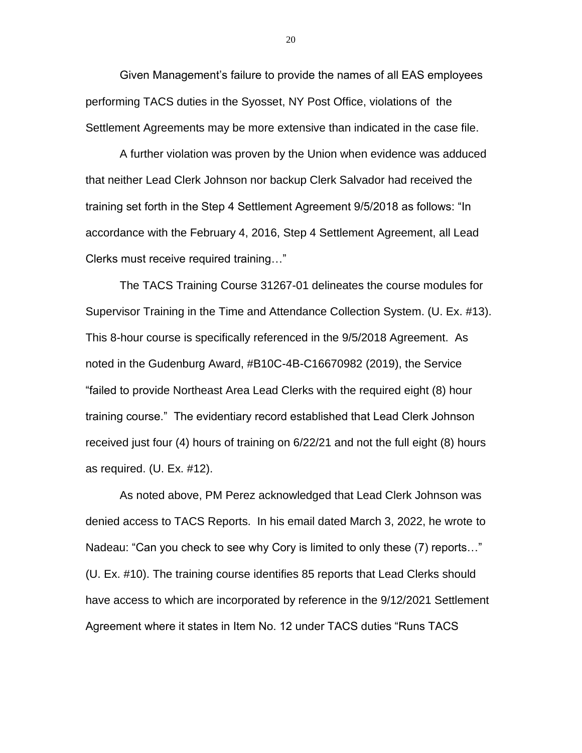Given Management's failure to provide the names of all EAS employees performing TACS duties in the Syosset, NY Post Office, violations of the Settlement Agreements may be more extensive than indicated in the case file.

A further violation was proven by the Union when evidence was adduced that neither Lead Clerk Johnson nor backup Clerk Salvador had received the training set forth in the Step 4 Settlement Agreement 9/5/2018 as follows: "In accordance with the February 4, 2016, Step 4 Settlement Agreement, all Lead Clerks must receive required training…"

The TACS Training Course 31267-01 delineates the course modules for Supervisor Training in the Time and Attendance Collection System. (U. Ex. #13). This 8-hour course is specifically referenced in the 9/5/2018 Agreement. As noted in the Gudenburg Award, #B10C-4B-C16670982 (2019), the Service "failed to provide Northeast Area Lead Clerks with the required eight (8) hour training course." The evidentiary record established that Lead Clerk Johnson received just four (4) hours of training on 6/22/21 and not the full eight (8) hours as required. (U. Ex. #12).

As noted above, PM Perez acknowledged that Lead Clerk Johnson was denied access to TACS Reports. In his email dated March 3, 2022, he wrote to Nadeau: "Can you check to see why Cory is limited to only these (7) reports…" (U. Ex. #10). The training course identifies 85 reports that Lead Clerks should have access to which are incorporated by reference in the 9/12/2021 Settlement Agreement where it states in Item No. 12 under TACS duties "Runs TACS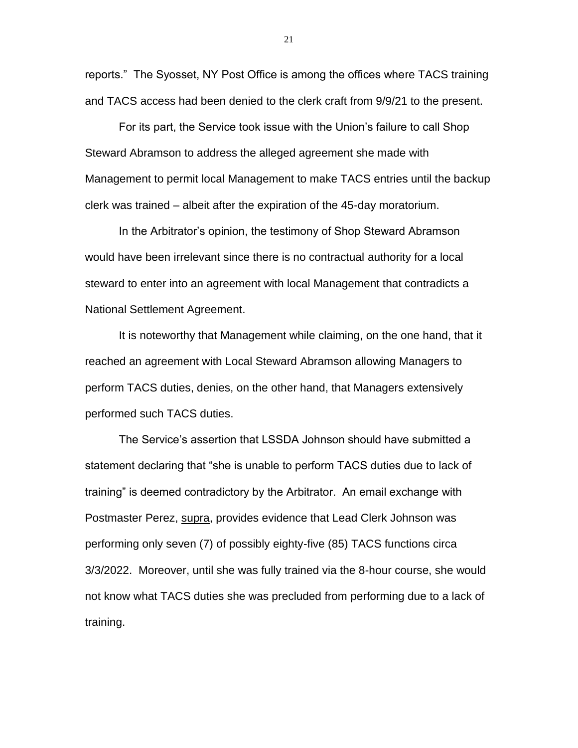reports." The Syosset, NY Post Office is among the offices where TACS training and TACS access had been denied to the clerk craft from 9/9/21 to the present.

For its part, the Service took issue with the Union's failure to call Shop Steward Abramson to address the alleged agreement she made with Management to permit local Management to make TACS entries until the backup clerk was trained – albeit after the expiration of the 45-day moratorium.

In the Arbitrator's opinion, the testimony of Shop Steward Abramson would have been irrelevant since there is no contractual authority for a local steward to enter into an agreement with local Management that contradicts a National Settlement Agreement.

It is noteworthy that Management while claiming, on the one hand, that it reached an agreement with Local Steward Abramson allowing Managers to perform TACS duties, denies, on the other hand, that Managers extensively performed such TACS duties.

The Service's assertion that LSSDA Johnson should have submitted a statement declaring that "she is unable to perform TACS duties due to lack of training" is deemed contradictory by the Arbitrator. An email exchange with Postmaster Perez, supra, provides evidence that Lead Clerk Johnson was performing only seven (7) of possibly eighty-five (85) TACS functions circa 3/3/2022. Moreover, until she was fully trained via the 8-hour course, she would not know what TACS duties she was precluded from performing due to a lack of training.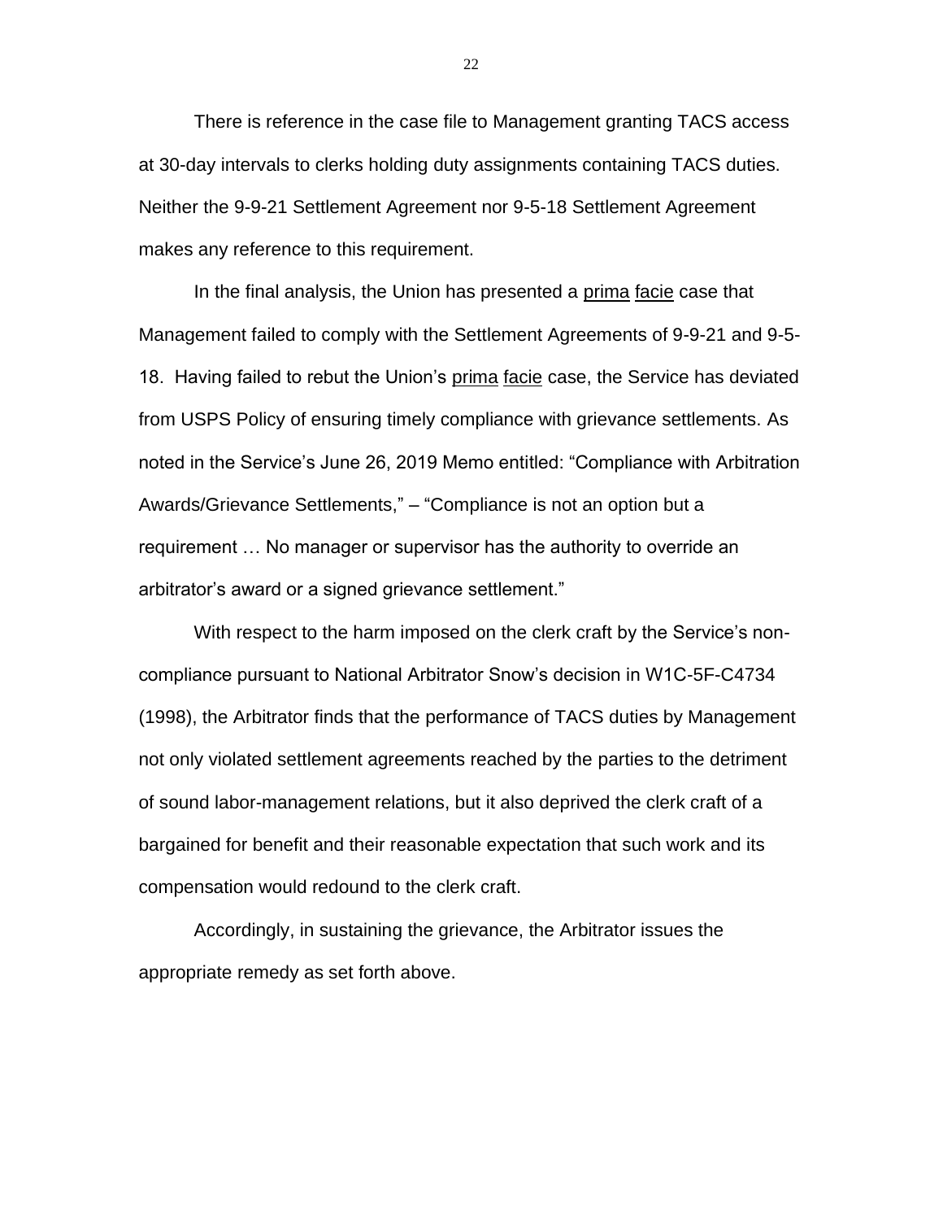There is reference in the case file to Management granting TACS access at 30-day intervals to clerks holding duty assignments containing TACS duties. Neither the 9-9-21 Settlement Agreement nor 9-5-18 Settlement Agreement makes any reference to this requirement.

In the final analysis, the Union has presented a prima facie case that Management failed to comply with the Settlement Agreements of 9-9-21 and 9-5-18. Having failed to rebut the Union's prima facie case, the Service has deviated from USPS Policy of ensuring timely compliance with grievance settlements. As noted in the Service's June 26, 2019 Memo entitled: "Compliance with Arbitration Awards/Grievance Settlements," – "Compliance is not an option but a requirement … No manager or supervisor has the authority to override an arbitrator's award or a signed grievance settlement."

With respect to the harm imposed on the clerk craft by the Service's non-compliance pursuant to National Arbitrator Snow's decision in W1C-5F-C4734 (1998), the Arbitrator finds that the performance of TACS duties by Management not only violated settlement agreements reached by the parties to the detriment of sound labor-management relations, but it also deprived the clerk craft of a bargained for benefit and their reasonable expectation that such work and its compensation would redound to the clerk craft.

Accordingly, in sustaining the grievance, the Arbitrator issues the appropriate remedy as set forth above.